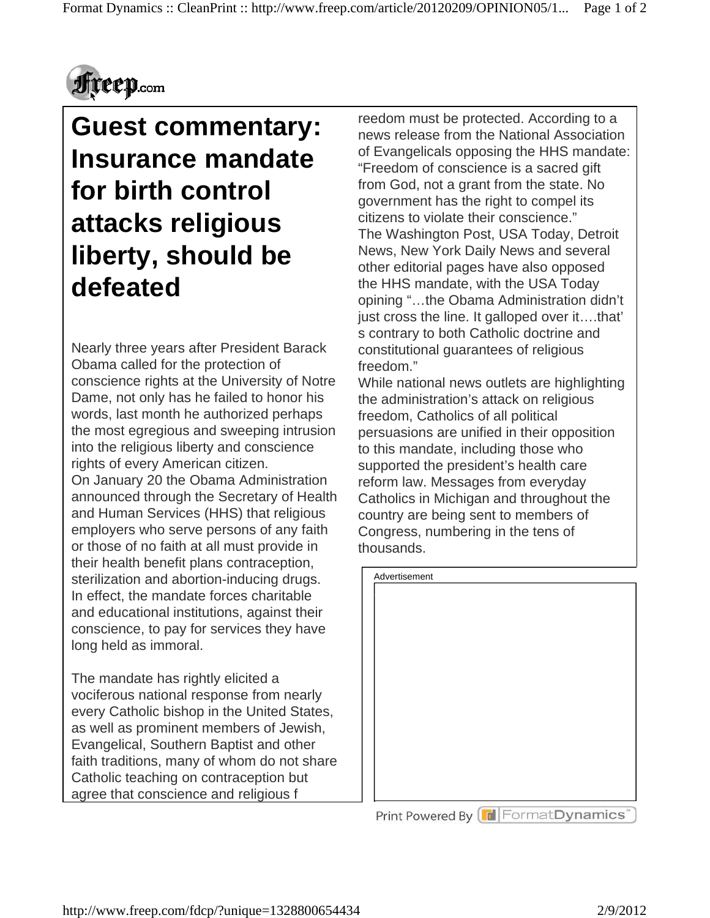# Guest commentary: Insurance mandate for birth control attacks religious liberty, should be defeated

Nearly three years after President Barack Obama called for the protection of conscience rights at the University of Notre Dame, not only has he failed to honor his words, last month he authorized perhaps the most egregious and sweeping intrusion into the religious liberty and conscience rights of every American citizen.

On January 20 the Obama Administration announced through the Secretary of Health and Human Services (HHS) that religious employers who serve persons of any faith or those of no faith at all must provide in their health benefit plans contraception, sterilization and abortion-inducing drugs. In effect, the mandate forces charitable and educational institutions, against their conscience, to pay for services they have long held as immoral.

The mandate has rightly elicited a vociferous national response from nearly every Catholic bishop in the United States, as well as prominent members of Jewish, Evangelical, Southern Baptist and other faith traditions, many of whom do not share Catholic teaching on contraception but agree that conscience and religious freedom must be protected. According to a news release from the National Association of Evangelicals opposing the HHS mandate: "Freedom of conscience is a sacred gift from God, not a grant from the state. No government has the right to compel its citizens to violate their conscience."

The Washington Post, USA Today, Detroit News, New York Daily News and several other editorial pages have also opposed the HHS mandate, with the USA Today opining "…the Obama Administration didn't just cross the line. It galloped over it….that's contrary to both Catholic doctrine and constitutional guarantees of religious freedom."

While national news outlets are highlighting the administration's attack on religious freedom, Catholics of all political persuasions are unified in their opposition to this mandate, including those who supported the president's health care reform law. Messages from everyday Catholics in Michigan and throughout the country are being sent to members of Congress, numbering in the tens of thousands.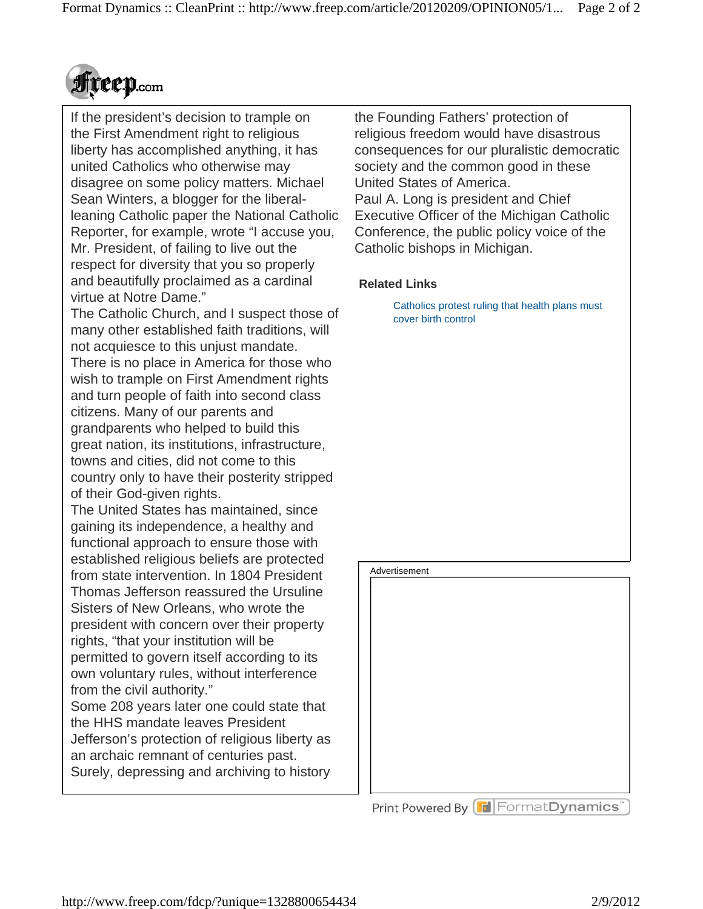If the president's decision to trample on the First Amendment right to religious liberty has accomplished anything, it has united Catholics who otherwise may disagree on some policy matters. Michael Sean Winters, a blogger for the liberal-leaning Catholic paper the National Catholic Reporter, for example, wrote "I accuse you, Mr. President, of failing to live out the respect for diversity that you so properly and beautifully proclaimed as a cardinal virtue at Notre Dame."

The Catholic Church, and I suspect those of many other established faith traditions, will not acquiesce to this unjust mandate.

There is no place in America for those who wish to trample on First Amendment rights and turn people of faith into second class citizens. Many of our parents and grandparents who helped to build this great nation, its institutions, infrastructure, towns and cities, did not come to this country only to have their posterity stripped of their God-given rights.

The United States has maintained, since gaining its independence, a healthy and functional approach to ensure those with established religious beliefs are protected from state intervention. In 1804 President Thomas Jefferson reassured the Ursuline Sisters of New Orleans, who wrote the president with concern over their property rights, "that your institution will be permitted to govern itself according to its own voluntary rules, without interference from the civil authority."

Some 208 years later one could state that the HHS mandate leaves President Jefferson's protection of religious liberty as an archaic remnant of centuries past. Surely, depressing and archiving to history the Founding Fathers' protection of religious freedom would have disastrous consequences for our pluralistic democratic society and the common good in these United States of America.

Paul A. Long is president and Chief Executive Officer of the Michigan Catholic Conference, the public policy voice of the Catholic bishops in Michigan.

**Related Links**

Catholics protest ruling that health plans must cover birth control